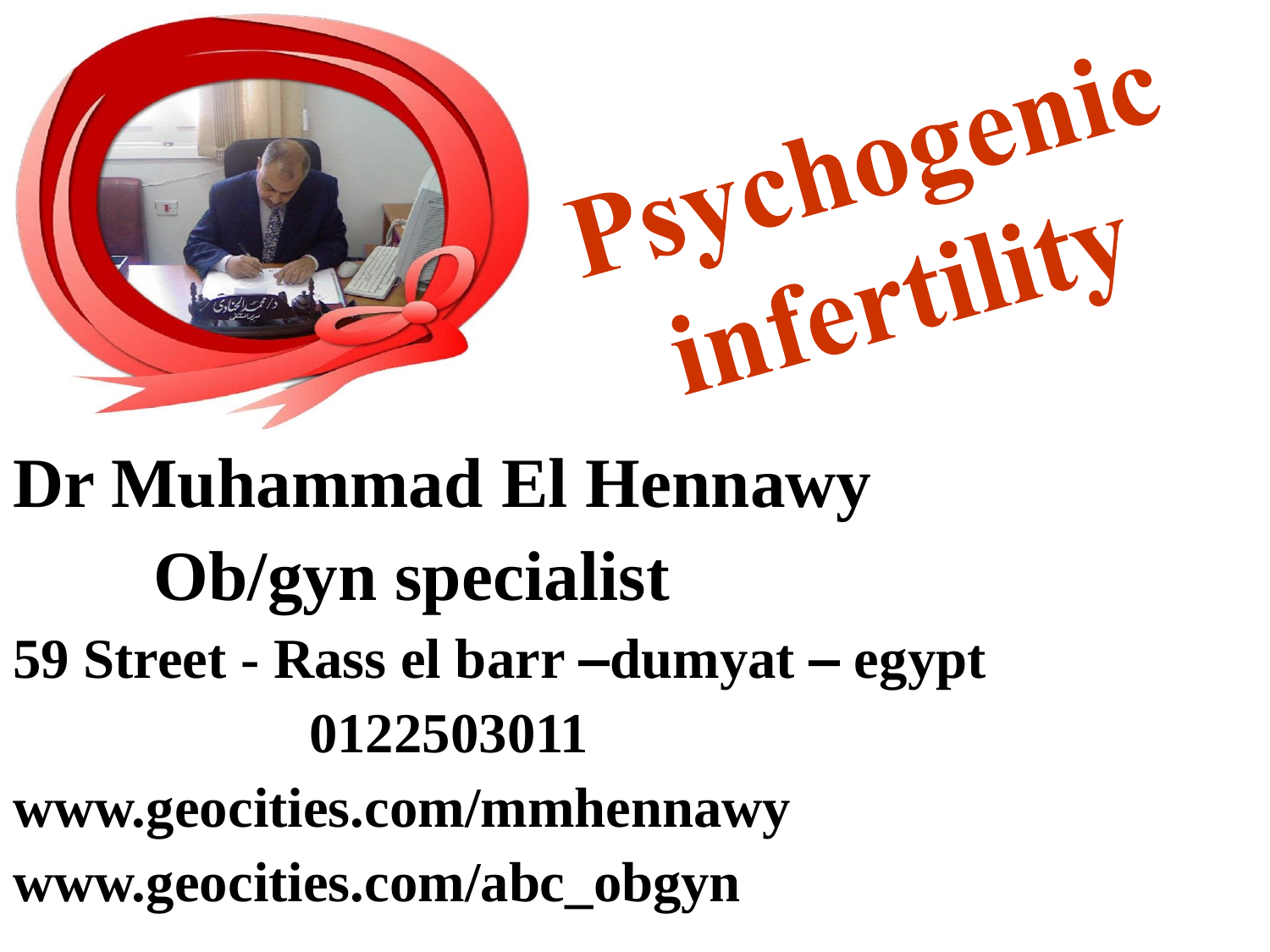# Psychogenic infertility

**Dr Muhammad El Hennawy**

**Ob/gyn specialist**

**59 Street - Rass el barr –dumyat – egypt**

**0122503011**

**www.geocities.com/mmhennawy**

**www.geocities.com/abc_obgyn**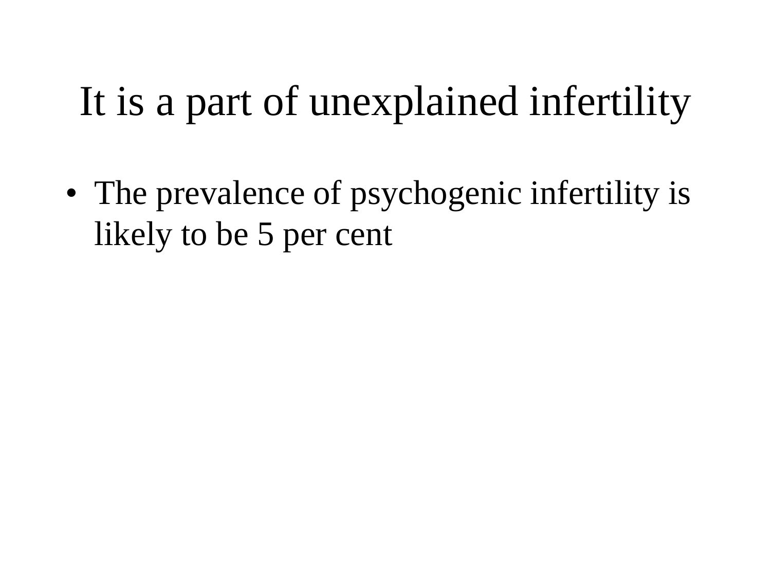# It is a part of unexplained infertility

- The prevalence of psychogenic infertility is likely to be 5 per cent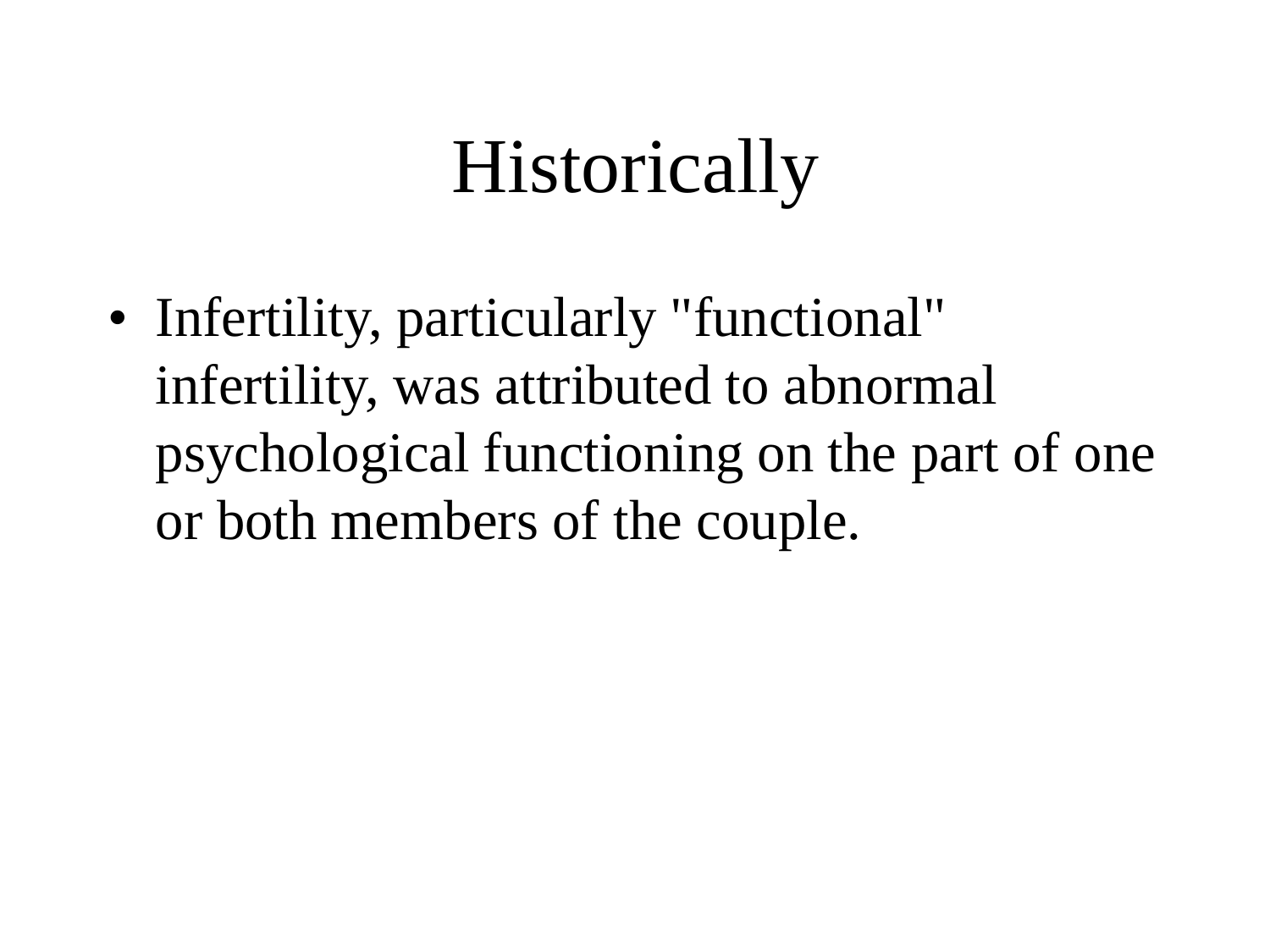# Historically

- Infertility, particularly "functional" infertility, was attributed to abnormal psychological functioning on the part of one or both members of the couple.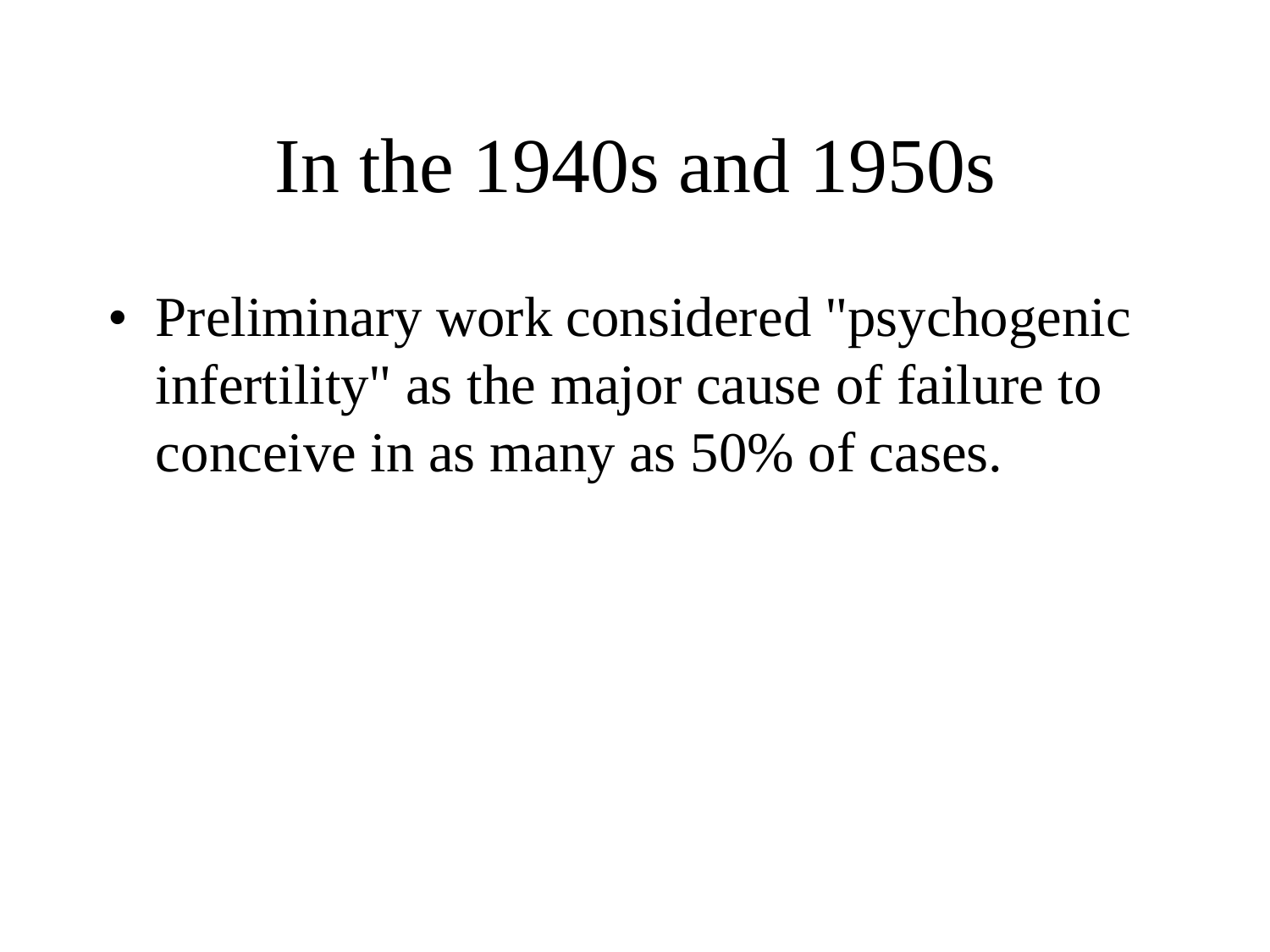# In the 1940s and 1950s

- Preliminary work considered "psychogenic infertility" as the major cause of failure to conceive in as many as 50% of cases.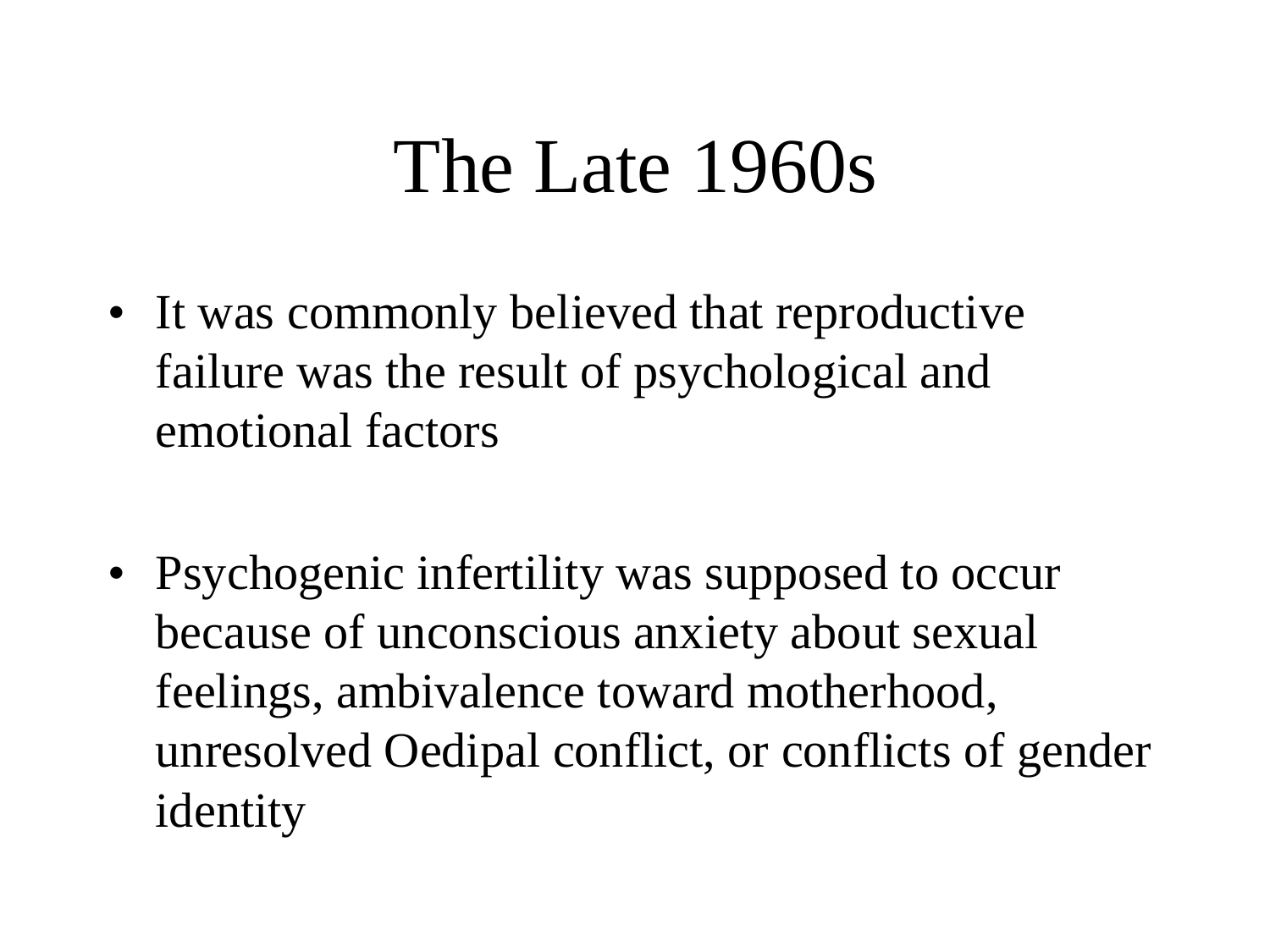# The Late 1960s

- It was commonly believed that reproductive failure was the result of psychological and emotional factors

- Psychogenic infertility was supposed to occur because of unconscious anxiety about sexual feelings, ambivalence toward motherhood, unresolved Oedipal conflict, or conflicts of gender identity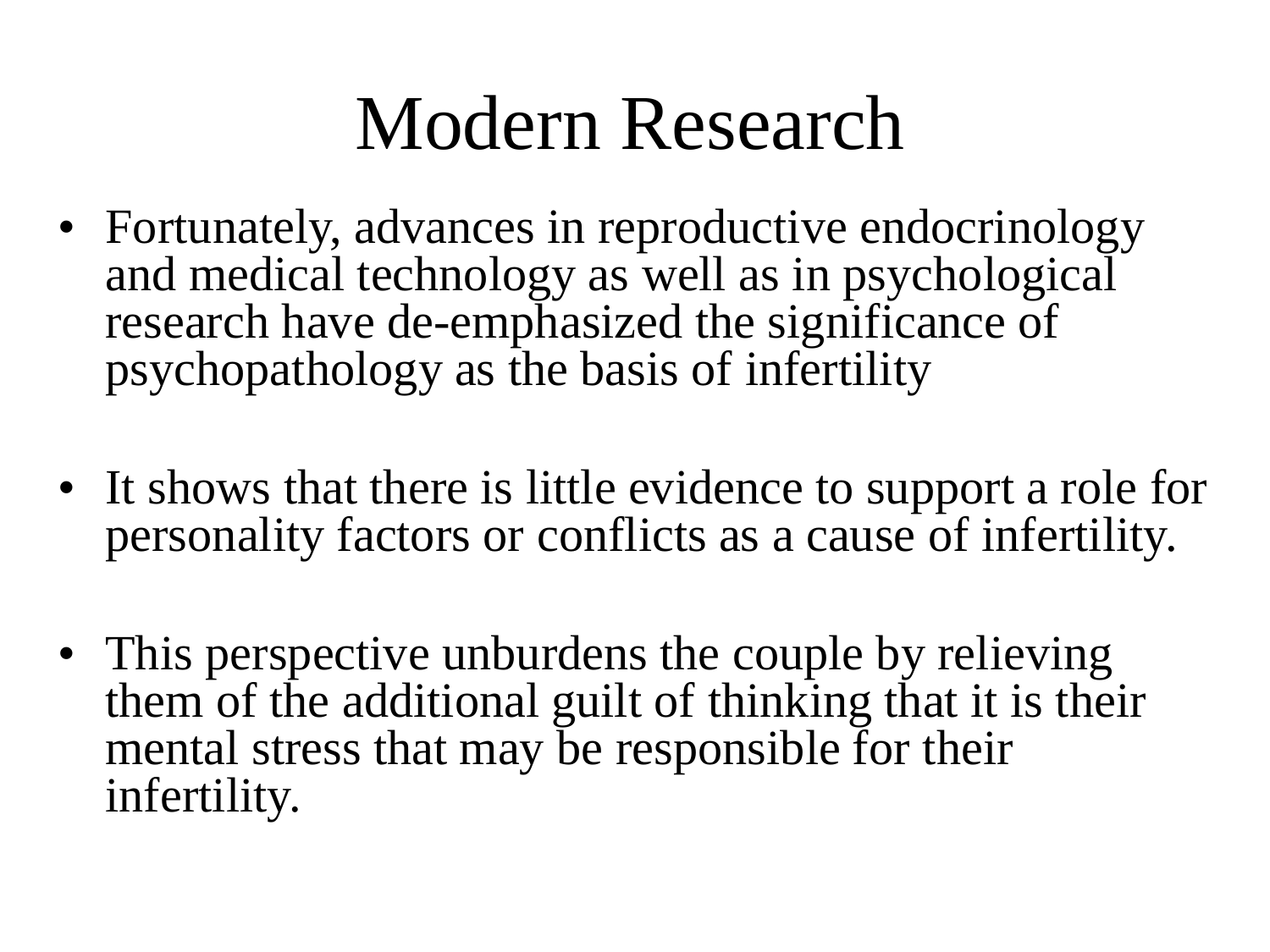# Modern Research

- Fortunately, advances in reproductive endocrinology and medical technology as well as in psychological research have de-emphasized the significance of psychopathology as the basis of infertility

- It shows that there is little evidence to support a role for personality factors or conflicts as a cause of infertility.

- This perspective unburdens the couple by relieving them of the additional guilt of thinking that it is their mental stress that may be responsible for their infertility.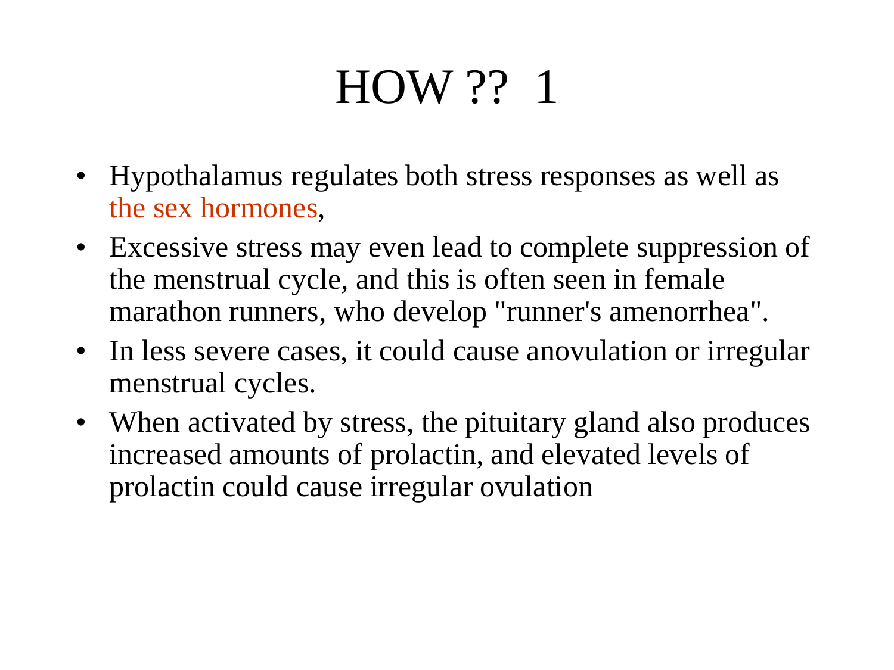# HOW ?? 1

- Hypothalamus regulates both stress responses as well as the sex hormones,
- Excessive stress may even lead to complete suppression of the menstrual cycle, and this is often seen in female marathon runners, who develop "runner's amenorrhea".
- In less severe cases, it could cause anovulation or irregular menstrual cycles.
- When activated by stress, the pituitary gland also produces increased amounts of prolactin, and elevated levels of prolactin could cause irregular ovulation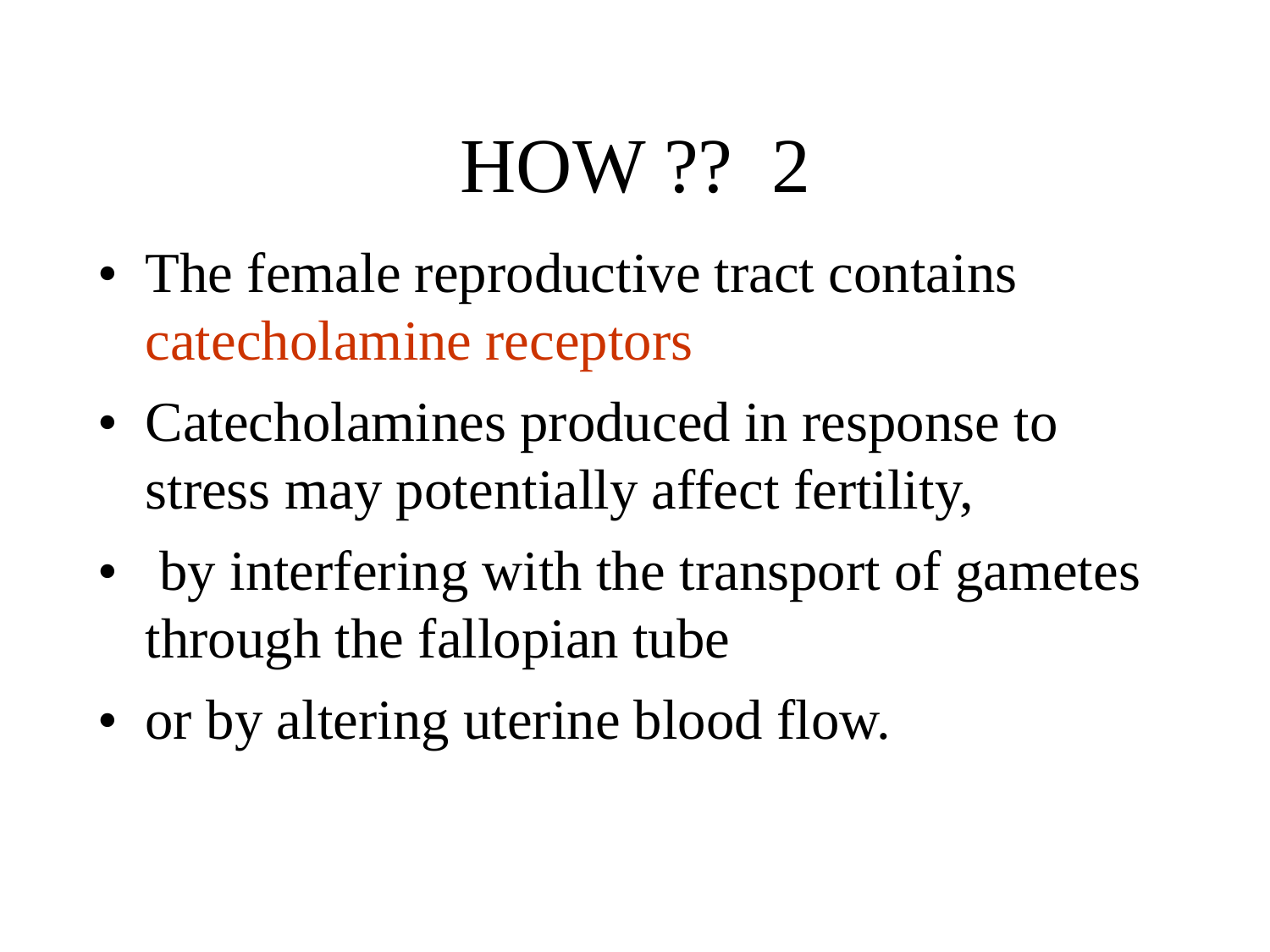# HOW ?? 2

- The female reproductive tract contains catecholamine receptors
- Catecholamines produced in response to stress may potentially affect fertility,
- by interfering with the transport of gametes through the fallopian tube
- or by altering uterine blood flow.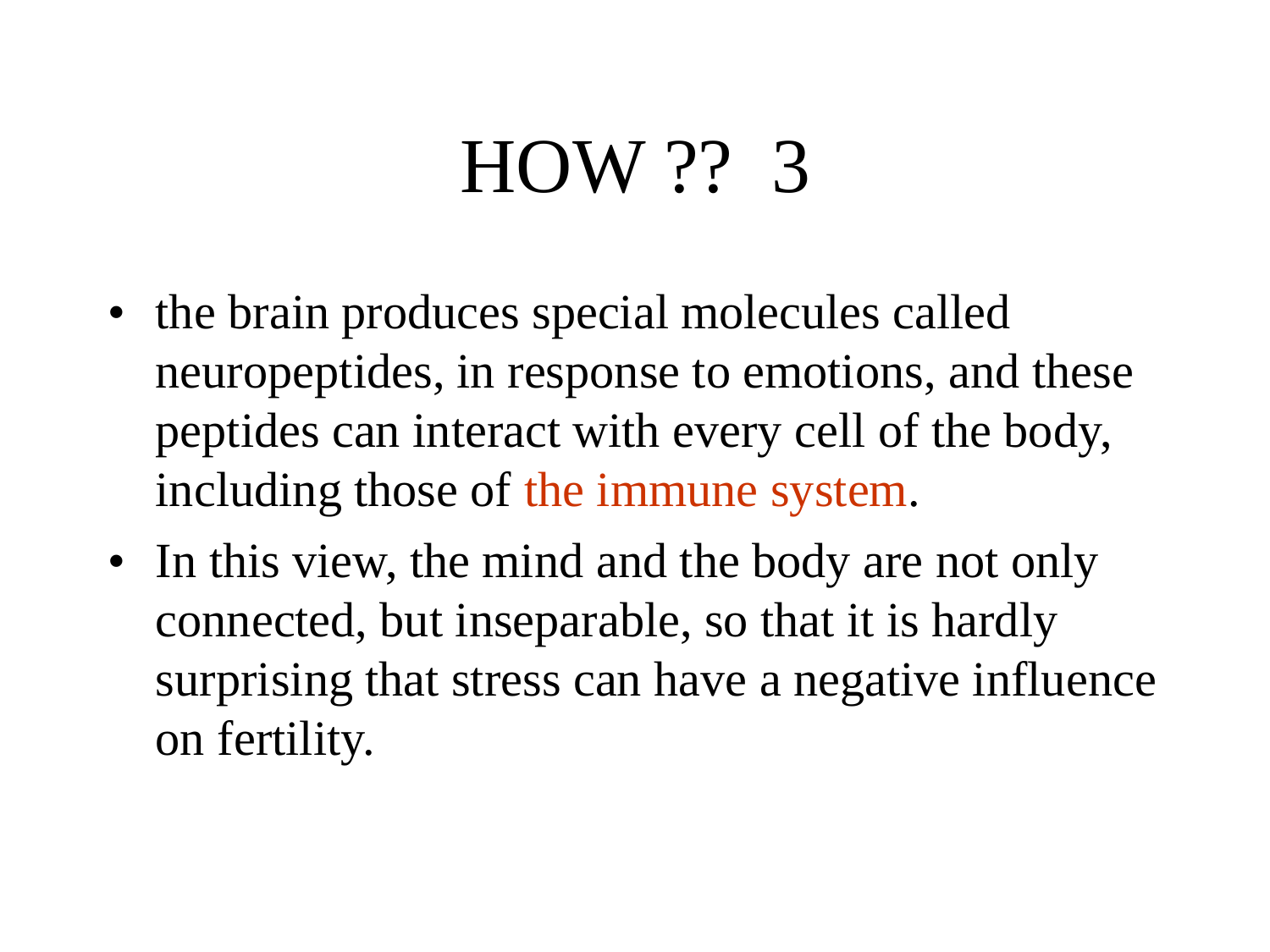# HOW ?? 3

- the brain produces special molecules called neuropeptides, in response to emotions, and these peptides can interact with every cell of the body, including those of the immune system.
- In this view, the mind and the body are not only connected, but inseparable, so that it is hardly surprising that stress can have a negative influence on fertility.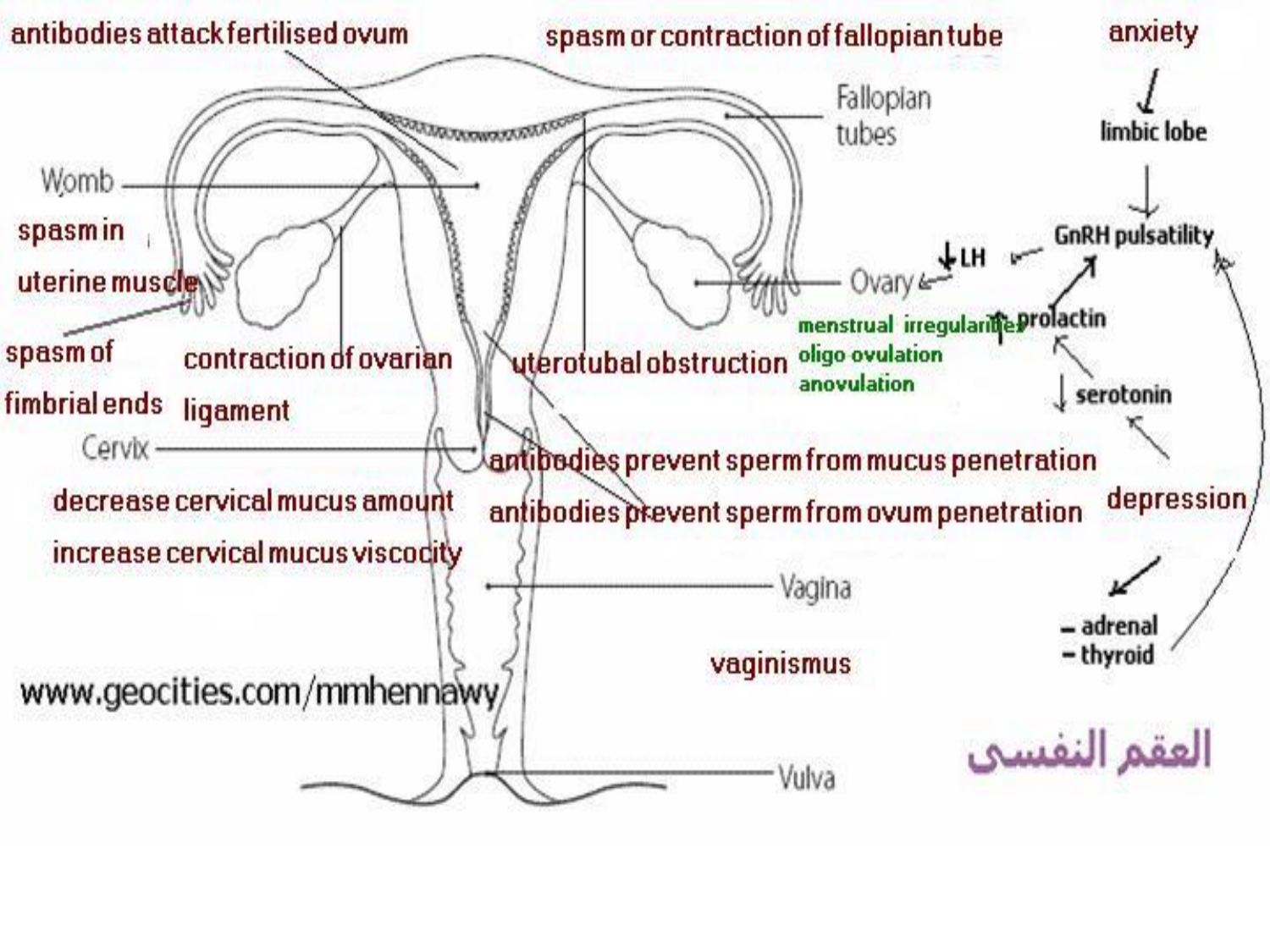antibodies attack fertilised ovum

spasm or contraction of fallopian tube

anxiety

limbic lobe

Fallopian tubes

Womb

spasm in uterine muscle

GnRH pulsatility

↓LH

Ovary

menstrual irregularities

oligo ovulation

anovulation

↑prolactin

↓serotonin

spasm of fimbrial ends

contraction of ovarian ligament

uterotubal obstruction

Cervix

antibodies prevent sperm from mucus penetration

antibodies prevent sperm from ovum penetration

depression

decrease cervical mucus amount

increase cervical mucus viscocity

Vagina

- adrenal
- thyroid

vaginismus

www.geocities.com/mmhennawy

Vulva

العقم النفسى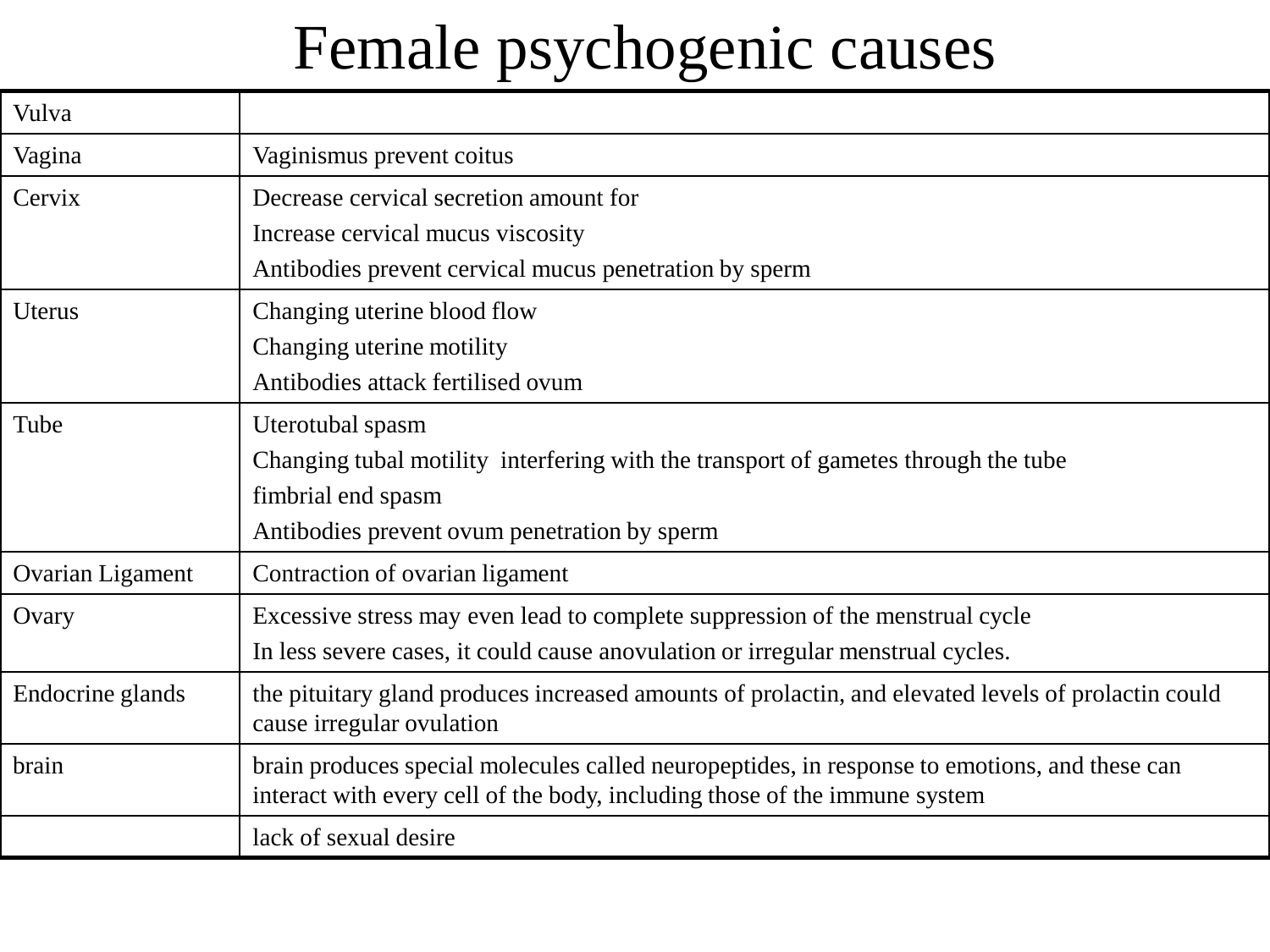# Female psychogenic causes

| Vulva | |
|---|---|
| Vagina | Vaginismus prevent coitus |
| Cervix | Decrease cervical secretion amount for<br>Increase cervical mucus viscosity<br>Antibodies prevent cervical mucus penetration by sperm |
| Uterus | Changing uterine blood flow<br>Changing uterine motility<br>Antibodies attack fertilised ovum |
| Tube | Uterotubal spasm<br>Changing tubal motility interfering with the transport of gametes through the tube<br>fimbrial end spasm<br>Antibodies prevent ovum penetration by sperm |
| Ovarian Ligament | Contraction of ovarian ligament |
| Ovary | Excessive stress may even lead to complete suppression of the menstrual cycle<br>In less severe cases, it could cause anovulation or irregular menstrual cycles. |
| Endocrine glands | the pituitary gland produces increased amounts of prolactin, and elevated levels of prolactin could cause irregular ovulation |
| brain | brain produces special molecules called neuropeptides, in response to emotions, and these can interact with every cell of the body, including those of the immune system |
| | lack of sexual desire |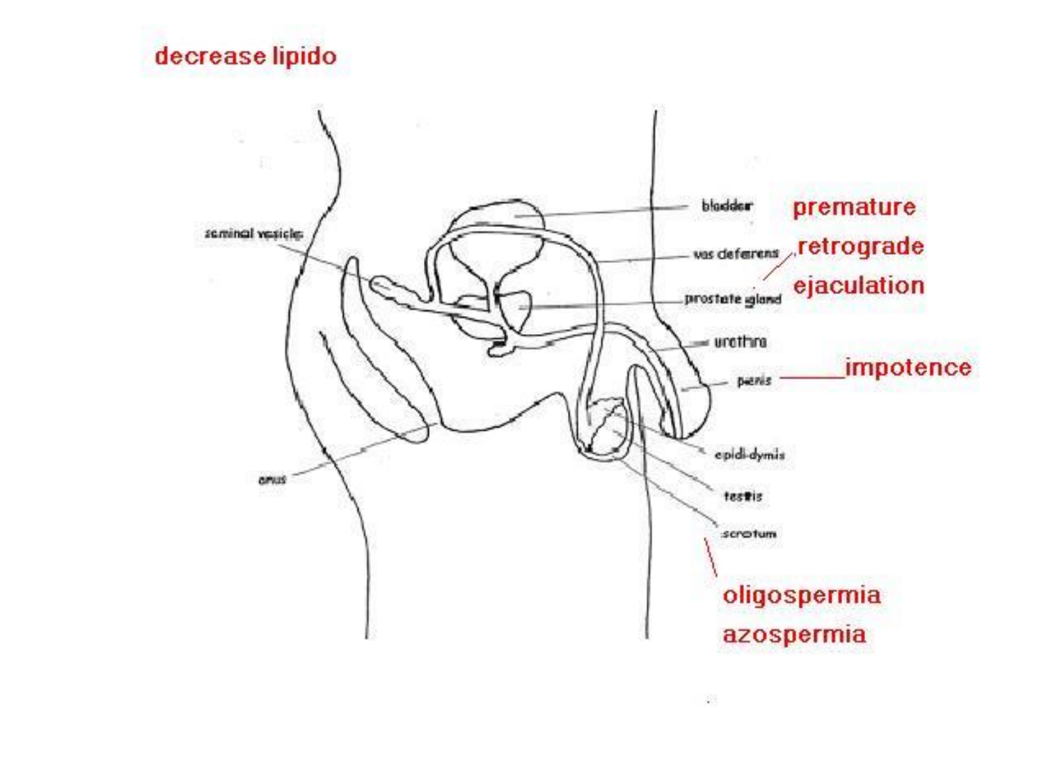decrease lipido

seminal vesicle

anus

bladder

vas deferens

prostate gland

urethra

penis

epididymis

testis

scrotum

premature retrograde ejaculation

impotence

oligospermia

azospermia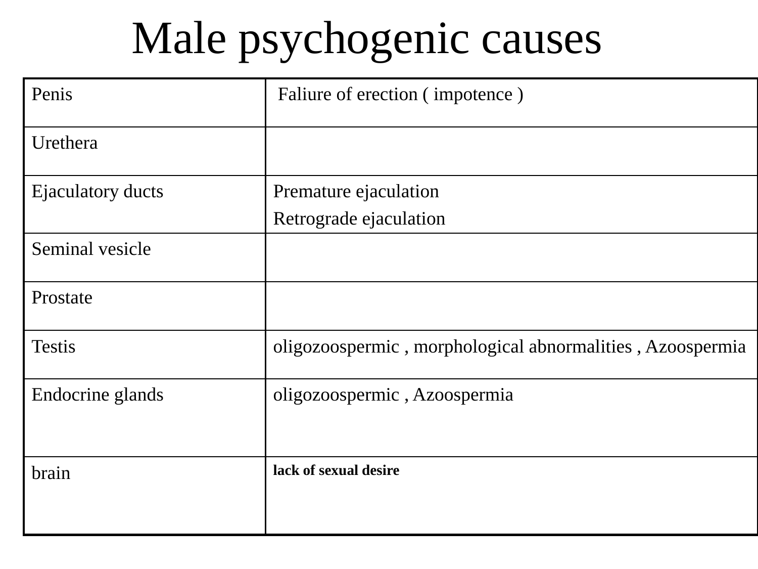# Male psychogenic causes

| | |
|---|---|
| Penis | Faliure of erection ( impotence ) |
| Urethera | |
| Ejaculatory ducts | Premature ejaculation<br>Retrograde ejaculation |
| Seminal vesicle | |
| Prostate | |
| Testis | oligozoospermic , morphological abnormalities , Azoospermia |
| Endocrine glands | oligozoospermic , Azoospermia |
| brain | **lack of sexual desire** |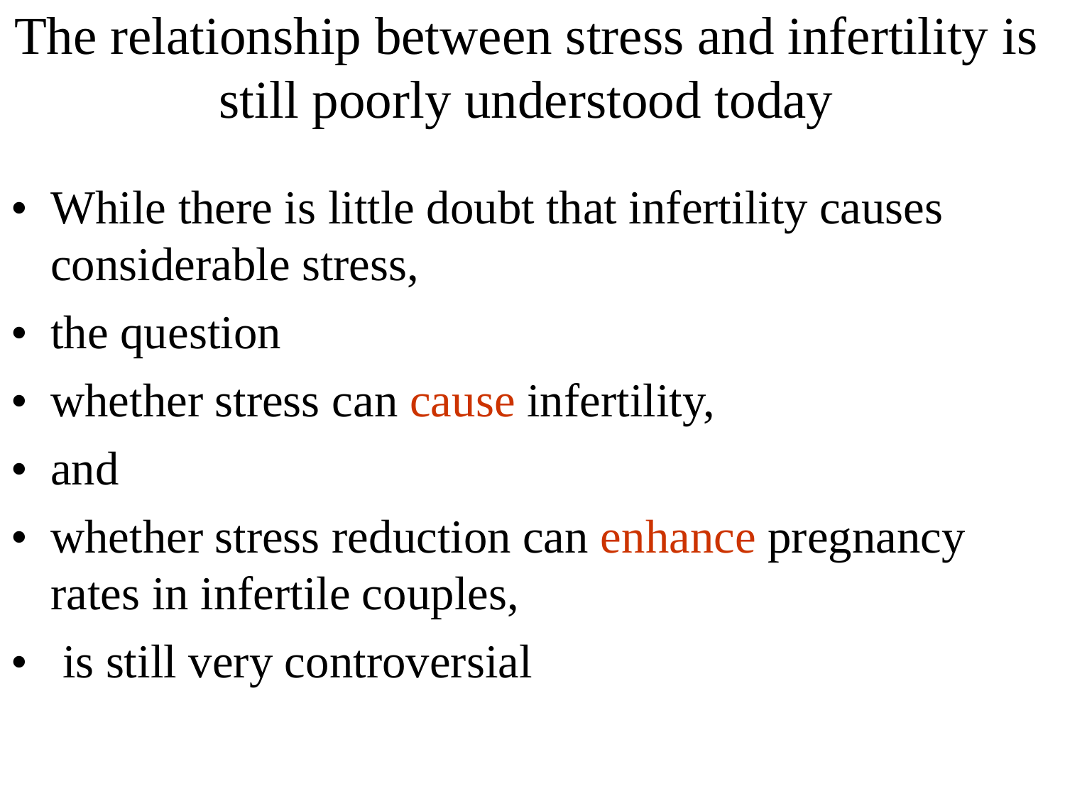# The relationship between stress and infertility is still poorly understood today

- While there is little doubt that infertility causes considerable stress,
- the question
- whether stress can cause infertility,
- and
- whether stress reduction can enhance pregnancy rates in infertile couples,
- is still very controversial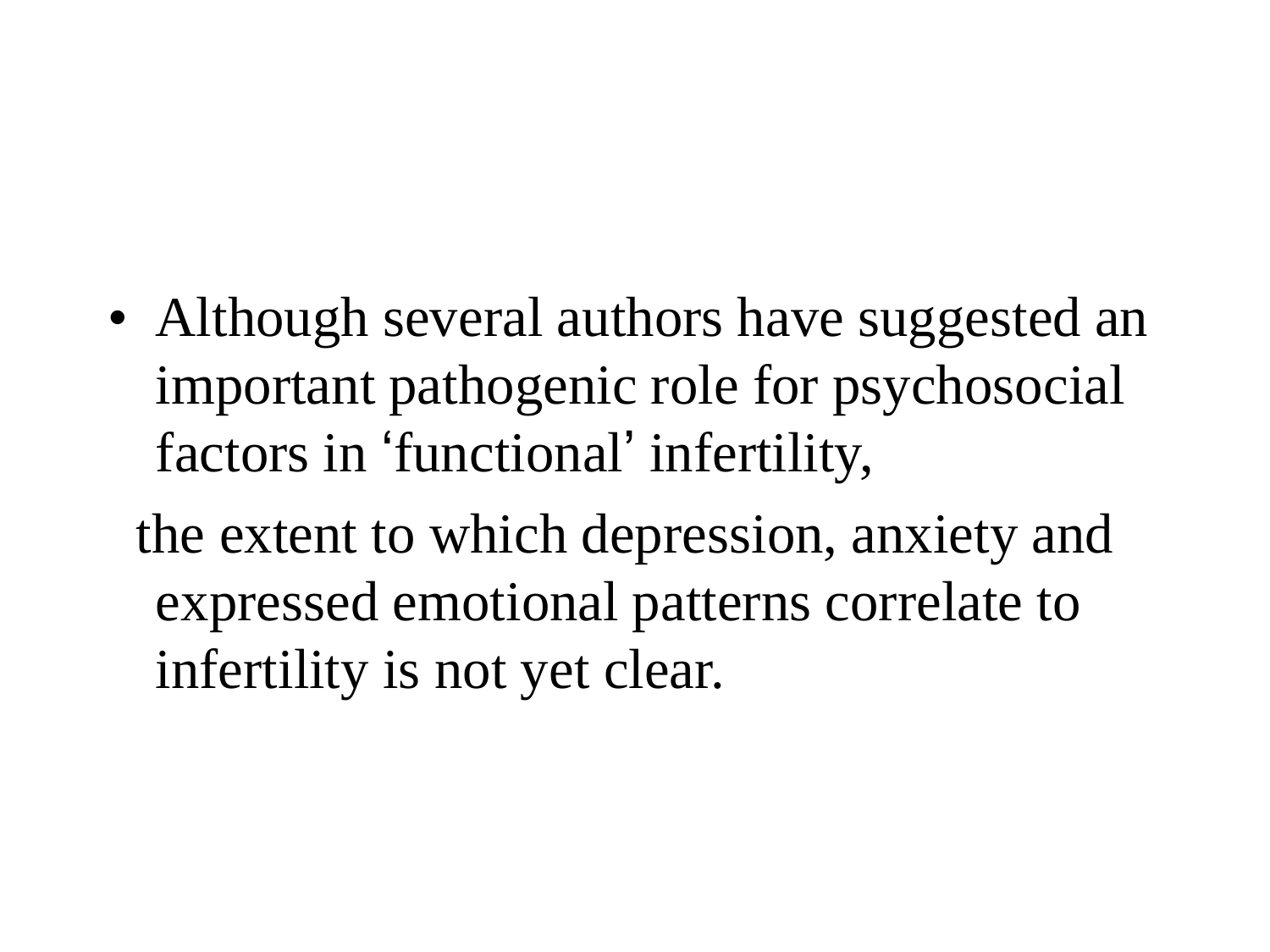- Although several authors have suggested an important pathogenic role for psychosocial factors in ‘functional’ infertility,

  the extent to which depression, anxiety and expressed emotional patterns correlate to infertility is not yet clear.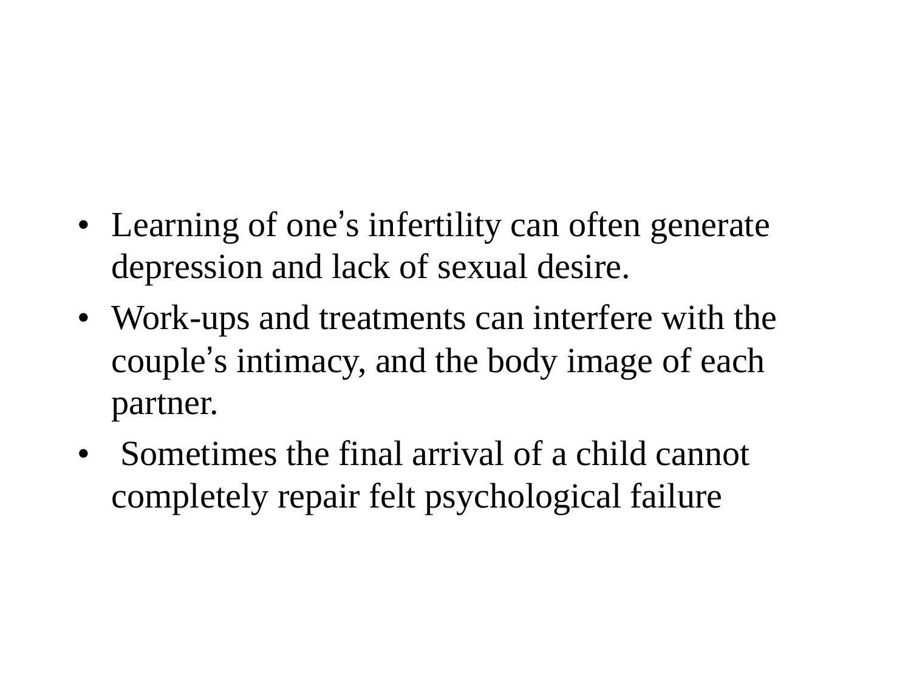- Learning of one's infertility can often generate depression and lack of sexual desire.
- Work-ups and treatments can interfere with the couple's intimacy, and the body image of each partner.
- Sometimes the final arrival of a child cannot completely repair felt psychological failure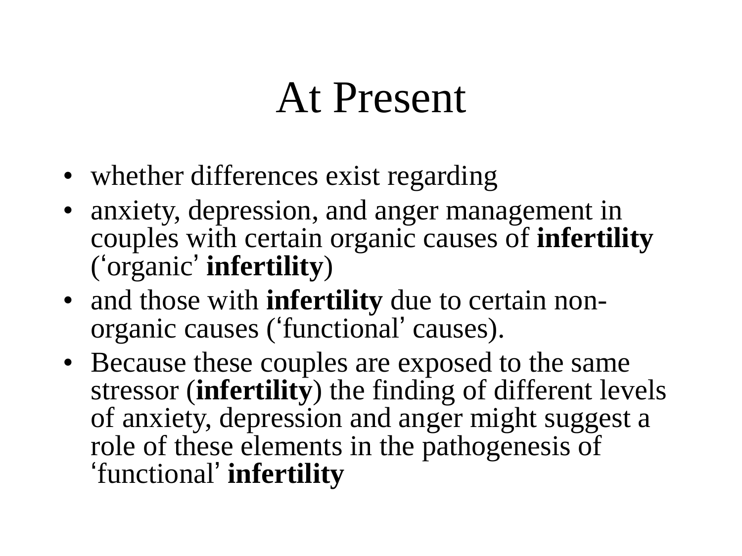# At Present

- whether differences exist regarding
- anxiety, depression, and anger management in couples with certain organic causes of **infertility** (‘organic’ **infertility**)
- and those with **infertility** due to certain non-organic causes (‘functional’ causes).
- Because these couples are exposed to the same stressor (**infertility**) the finding of different levels of anxiety, depression and anger might suggest a role of these elements in the pathogenesis of ‘functional’ **infertility**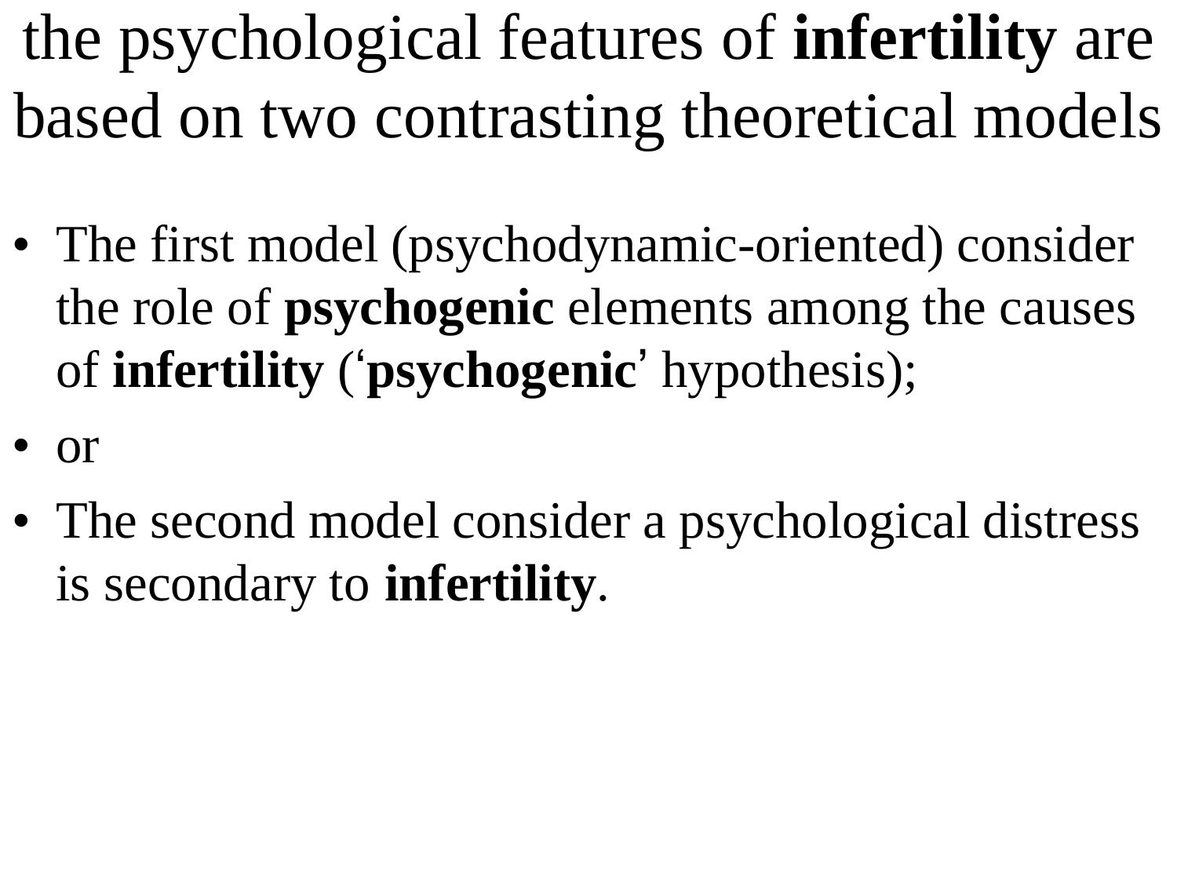# the psychological features of **infertility** are based on two contrasting theoretical models

- The first model (psychodynamic-oriented) consider the role of **psychogenic** elements among the causes of **infertility** (‘**psychogenic**’ hypothesis);
- or
- The second model consider a psychological distress is secondary to **infertility**.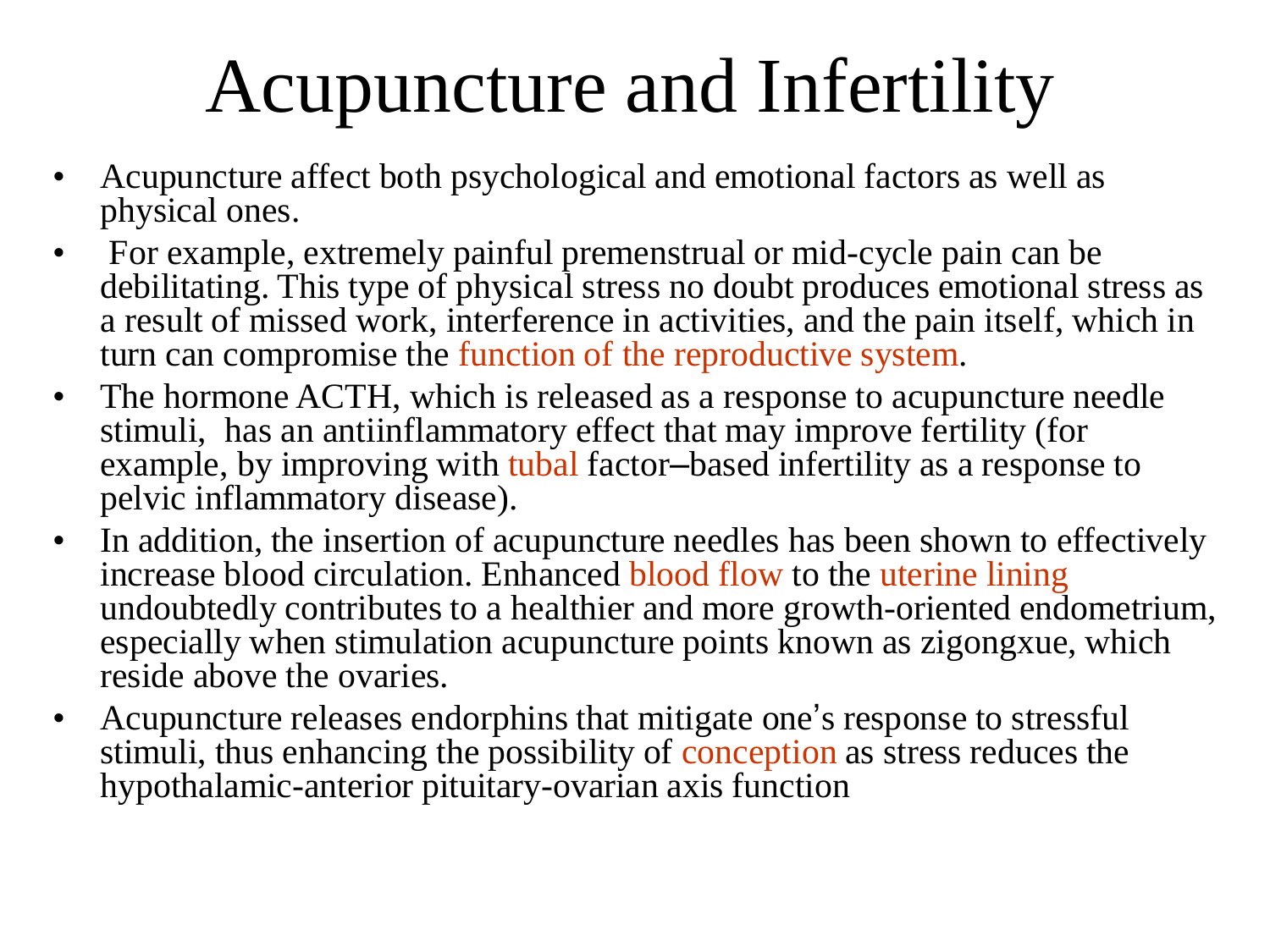# Acupuncture and Infertility

- Acupuncture affect both psychological and emotional factors as well as physical ones.
- For example, extremely painful premenstrual or mid-cycle pain can be debilitating. This type of physical stress no doubt produces emotional stress as a result of missed work, interference in activities, and the pain itself, which in turn can compromise the function of the reproductive system.
- The hormone ACTH, which is released as a response to acupuncture needle stimuli, has an antiinflammatory effect that may improve fertility (for example, by improving with tubal factor–based infertility as a response to pelvic inflammatory disease).
- In addition, the insertion of acupuncture needles has been shown to effectively increase blood circulation. Enhanced blood flow to the uterine lining undoubtedly contributes to a healthier and more growth-oriented endometrium, especially when stimulation acupuncture points known as zigongxue, which reside above the ovaries.
- Acupuncture releases endorphins that mitigate one's response to stressful stimuli, thus enhancing the possibility of conception as stress reduces the hypothalamic-anterior pituitary-ovarian axis function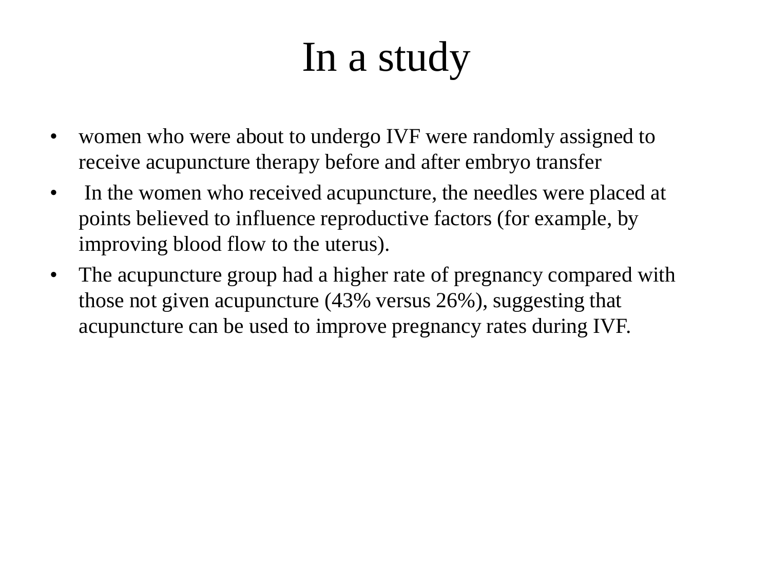# In a study

- women who were about to undergo IVF were randomly assigned to receive acupuncture therapy before and after embryo transfer
- In the women who received acupuncture, the needles were placed at points believed to influence reproductive factors (for example, by improving blood flow to the uterus).
- The acupuncture group had a higher rate of pregnancy compared with those not given acupuncture (43% versus 26%), suggesting that acupuncture can be used to improve pregnancy rates during IVF.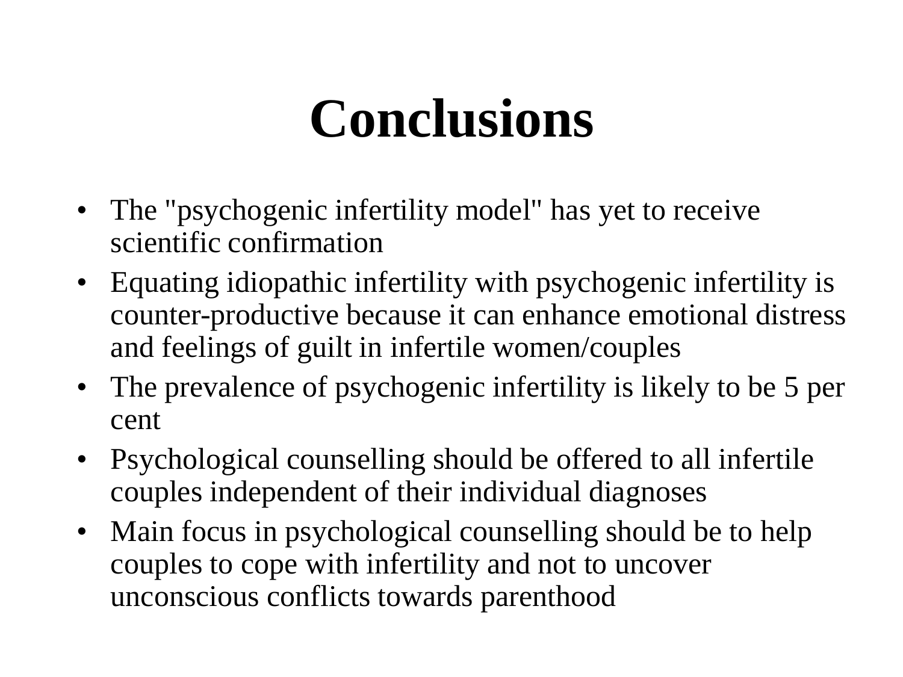# Conclusions

- The "psychogenic infertility model" has yet to receive scientific confirmation
- Equating idiopathic infertility with psychogenic infertility is counter-productive because it can enhance emotional distress and feelings of guilt in infertile women/couples
- The prevalence of psychogenic infertility is likely to be 5 per cent
- Psychological counselling should be offered to all infertile couples independent of their individual diagnoses
- Main focus in psychological counselling should be to help couples to cope with infertility and not to uncover unconscious conflicts towards parenthood